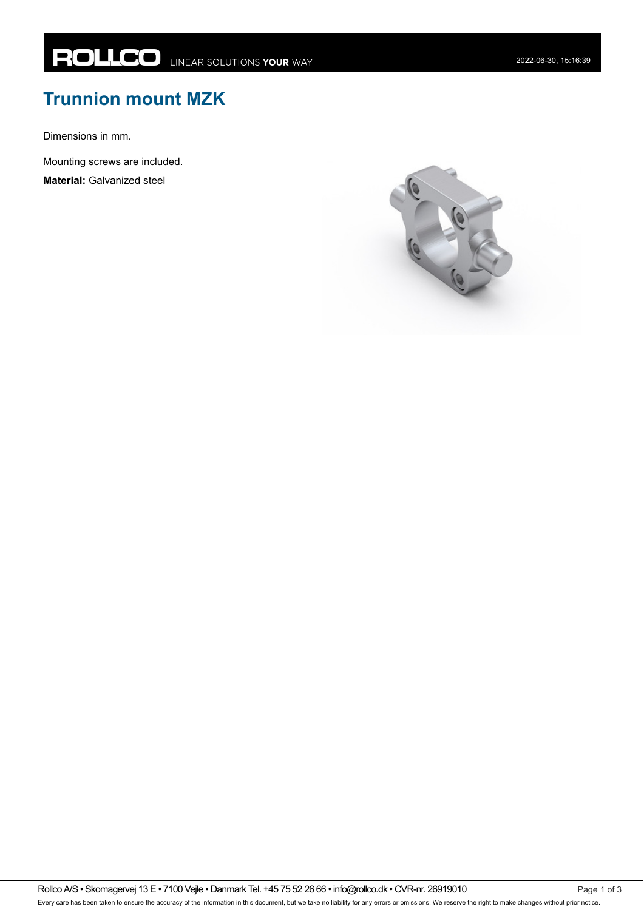# Trunnion mount MZK

Dimensions in mm.

Mounting screws are included.

**Material:** Galvanized steel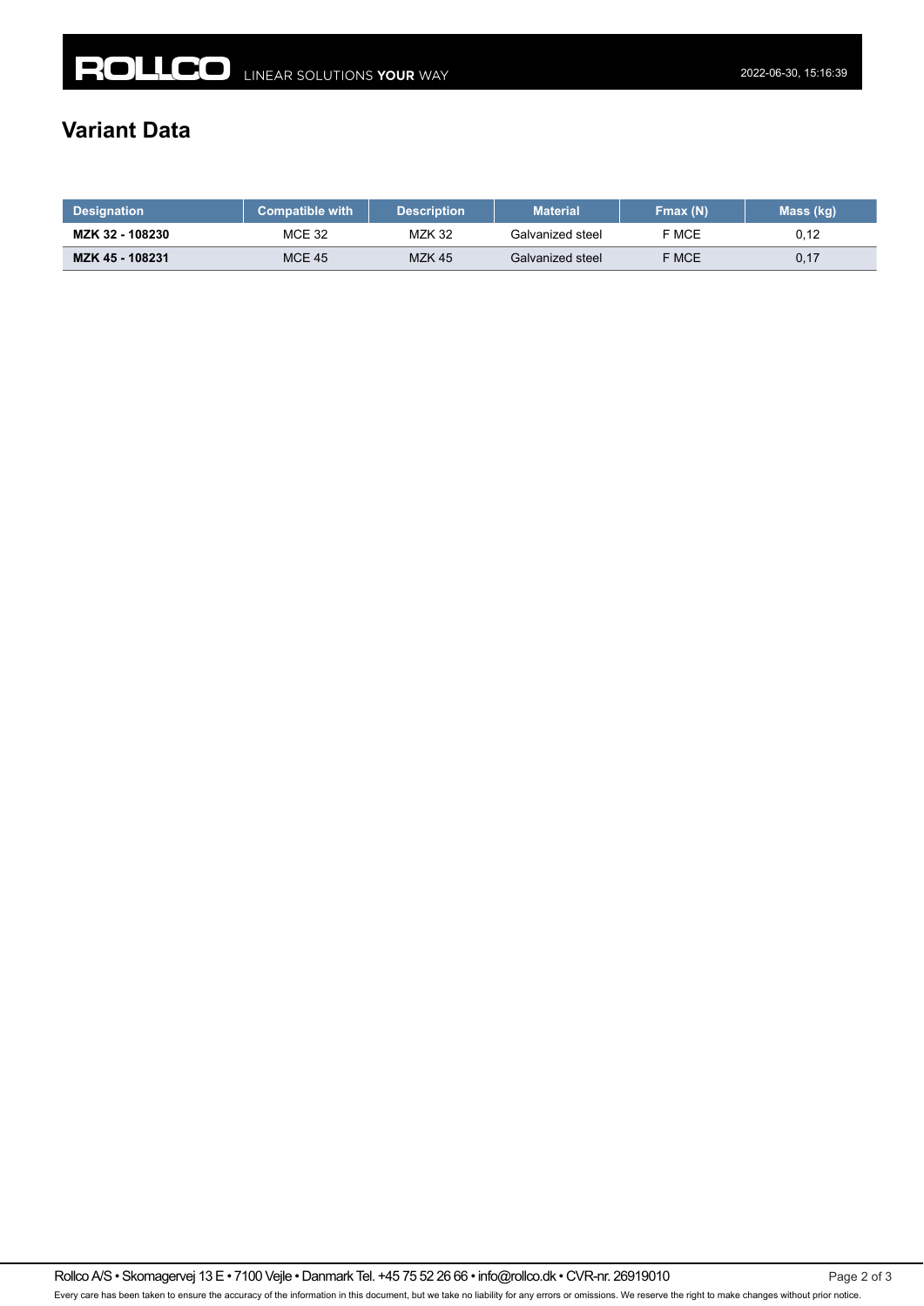## Variant Data

| Designation | Compatible with | Description | Material | Fmax (N) | Mass (kg) |
|---|---|---|---|---|---|
| **MZK 32 - 108230** | MCE 32 | MZK 32 | Galvanized steel | F MCE | 0,12 |
| **MZK 45 - 108231** | MCE 45 | MZK 45 | Galvanized steel | F MCE | 0,17 |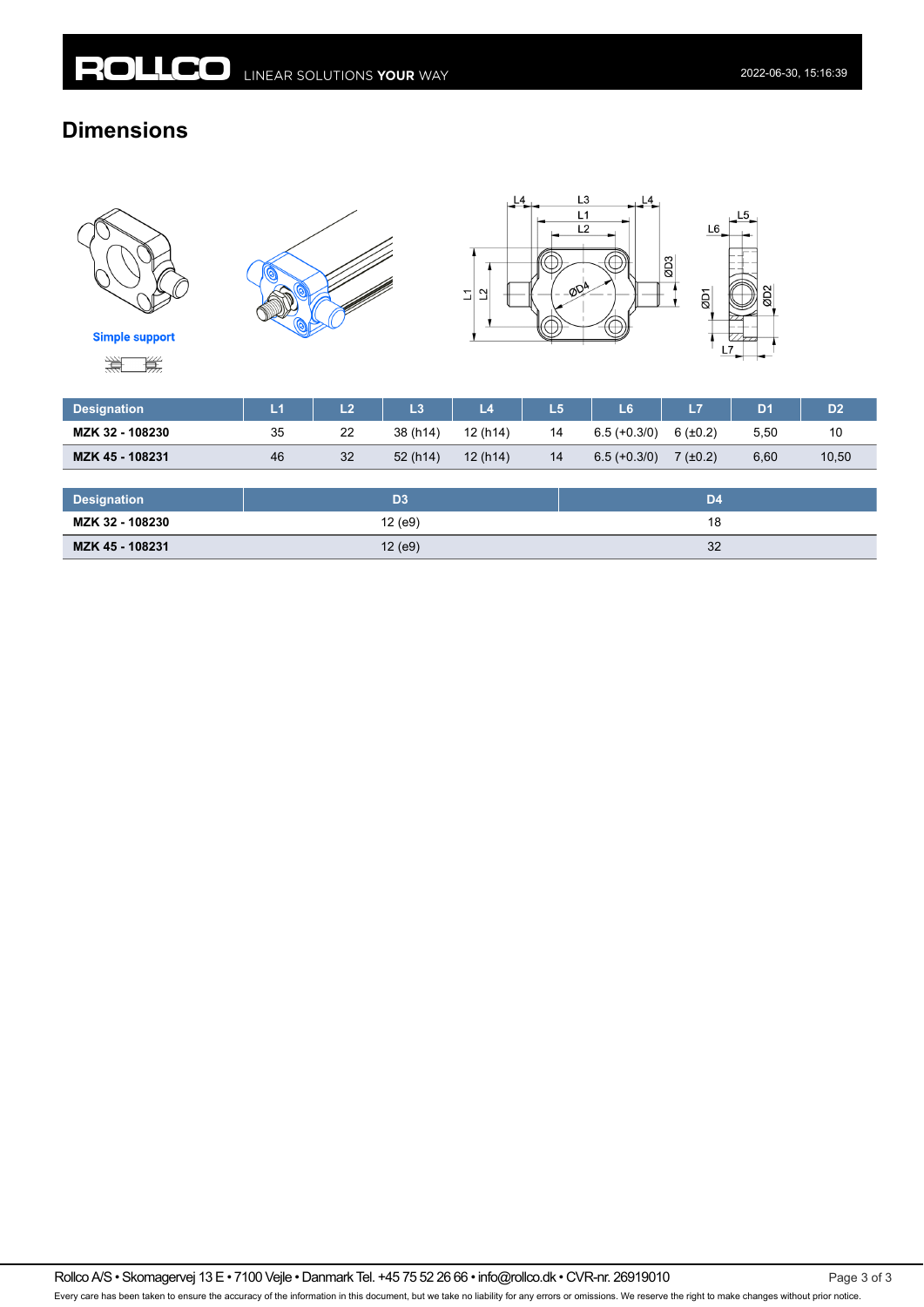## Dimensions

Simple support

| Designation | L1 | L2 | L3 | L4 | L5 | L6 | L7 | D1 | D2 |
|---|---|---|---|---|---|---|---|---|---|
| **MZK 32 - 108230** | 35 | 22 | 38 (h14) | 12 (h14) | 14 | 6.5 (+0.3/0) | 6 (±0.2) | 5,50 | 10 |
| **MZK 45 - 108231** | 46 | 32 | 52 (h14) | 12 (h14) | 14 | 6.5 (+0.3/0) | 7 (±0.2) | 6,60 | 10,50 |

| Designation | D3 | D4 |
|---|---|---|
| **MZK 32 - 108230** | 12 (e9) | 18 |
| **MZK 45 - 108231** | 12 (e9) | 32 |

Rollco A/S • Skomagervej 13 E • 7100 Vejle • Danmark Tel. +45 75 52 26 66 • info@rollco.dk • CVR-nr. 26919010

Every care has been taken to ensure the accuracy of the information in this document, but we take no liability for any errors or omissions. We reserve the right to make changes without prior notice.